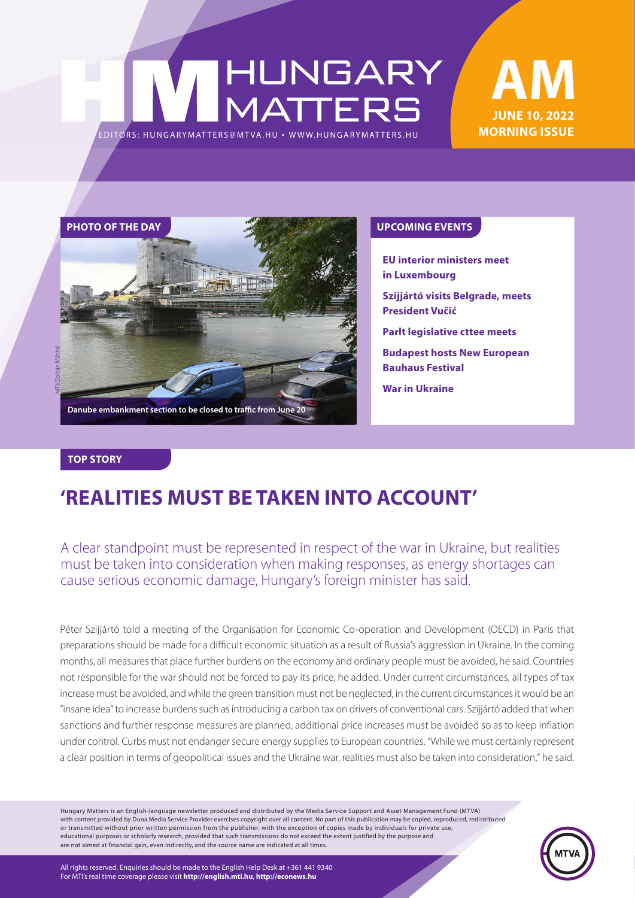# HUNGARY MATTERS

EDITORS: HUNGARYMATTERS@MTVA.HU • WWW.HUNGARYMATTERS.HU

**AM**
**JUNE 10, 2022**
**MORNING ISSUE**

**PHOTO OF THE DAY**

MTI/Zoltán Máthé

Danube embankment section to be closed to traffic from June 20

**UPCOMING EVENTS**

- **EU interior ministers meet in Luxembourg**
- **Szijjártó visits Belgrade, meets President Vučić**
- **Parlt legislative cttee meets**
- **Budapest hosts New European Bauhaus Festival**
- **War in Ukraine**

**TOP STORY**

## 'REALITIES MUST BE TAKEN INTO ACCOUNT'

A clear standpoint must be represented in respect of the war in Ukraine, but realities must be taken into consideration when making responses, as energy shortages can cause serious economic damage, Hungary's foreign minister has said.

Péter Szijjártó told a meeting of the Organisation for Economic Co-operation and Development (OECD) in Paris that preparations should be made for a difficult economic situation as a result of Russia's aggression in Ukraine. In the coming months, all measures that place further burdens on the economy and ordinary people must be avoided, he said. Countries not responsible for the war should not be forced to pay its price, he added. Under current circumstances, all types of tax increase must be avoided, and while the green transition must not be neglected, in the current circumstances it would be an "insane idea" to increase burdens such as introducing a carbon tax on drivers of conventional cars. Szijjártó added that when sanctions and further response measures are planned, additional price increases must be avoided so as to keep inflation under control. Curbs must not endanger secure energy supplies to European countries. "While we must certainly represent a clear position in terms of geopolitical issues and the Ukraine war, realities must also be taken into consideration," he said.

Hungary Matters is an English-language newsletter produced and distributed by the Media Service Support and Asset Management Fund (MTVA) with content provided by Duna Media Service Provider exercises copyright over all content. No part of this publication may be copied, reproduced, redistributed or transmitted without prior written permission from the publisher, with the exception of copies made by individuals for private use, educational purposes or scholarly research, provided that such transmissions do not exceed the extent justified by the purpose and are not aimed at financial gain, even indirectly, and the source name are indicated at all times.

All rights reserved. Enquiries should be made to the English Help Desk at +361 441 9340
For MTI's real time coverage please visit **http://english.mti.hu**, **http://econews.hu**

MTVA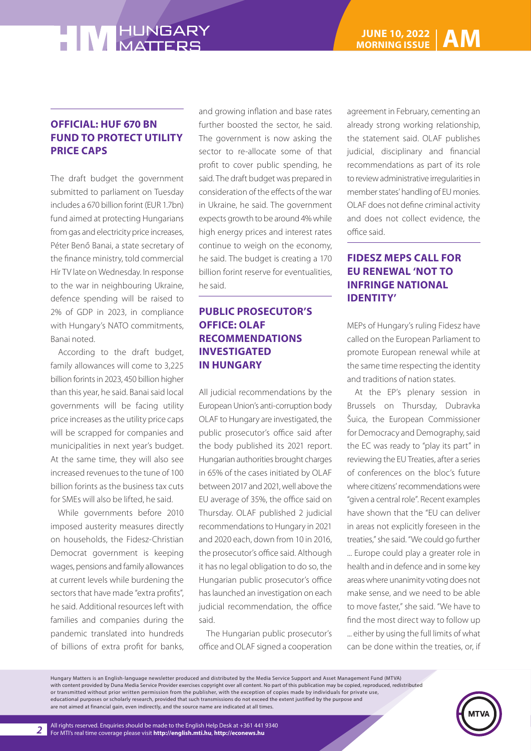## OFFICIAL: HUF 670 BN FUND TO PROTECT UTILITY PRICE CAPS

The draft budget the government submitted to parliament on Tuesday includes a 670 billion forint (EUR 1.7bn) fund aimed at protecting Hungarians from gas and electricity price increases, Péter Benő Banai, a state secretary of the finance ministry, told commercial Hír TV late on Wednesday. In response to the war in neighbouring Ukraine, defence spending will be raised to 2% of GDP in 2023, in compliance with Hungary's NATO commitments, Banai noted.

According to the draft budget, family allowances will come to 3,225 billion forints in 2023, 450 billion higher than this year, he said. Banai said local governments will be facing utility price increases as the utility price caps will be scrapped for companies and municipalities in next year's budget. At the same time, they will also see increased revenues to the tune of 100 billion forints as the business tax cuts for SMEs will also be lifted, he said.

While governments before 2010 imposed austerity measures directly on households, the Fidesz-Christian Democrat government is keeping wages, pensions and family allowances at current levels while burdening the sectors that have made "extra profits", he said. Additional resources left with families and companies during the pandemic translated into hundreds of billions of extra profit for banks, and growing inflation and base rates further boosted the sector, he said. The government is now asking the sector to re-allocate some of that profit to cover public spending, he said. The draft budget was prepared in consideration of the effects of the war in Ukraine, he said. The government expects growth to be around 4% while high energy prices and interest rates continue to weigh on the economy, he said. The budget is creating a 170 billion forint reserve for eventualities, he said.

## PUBLIC PROSECUTOR'S OFFICE: OLAF RECOMMENDATIONS INVESTIGATED IN HUNGARY

All judicial recommendations by the European Union's anti-corruption body OLAF to Hungary are investigated, the public prosecutor's office said after the body published its 2021 report. Hungarian authorities brought charges in 65% of the cases initiated by OLAF between 2017 and 2021, well above the EU average of 35%, the office said on Thursday. OLAF published 2 judicial recommendations to Hungary in 2021 and 2020 each, down from 10 in 2016, the prosecutor's office said. Although it has no legal obligation to do so, the Hungarian public prosecutor's office has launched an investigation on each judicial recommendation, the office said.

The Hungarian public prosecutor's office and OLAF signed a cooperation agreement in February, cementing an already strong working relationship, the statement said. OLAF publishes judicial, disciplinary and financial recommendations as part of its role to review administrative irregularities in member states' handling of EU monies. OLAF does not define criminal activity and does not collect evidence, the office said.

## FIDESZ MEPS CALL FOR EU RENEWAL 'NOT TO INFRINGE NATIONAL IDENTITY'

MEPs of Hungary's ruling Fidesz have called on the European Parliament to promote European renewal while at the same time respecting the identity and traditions of nation states.

At the EP's plenary session in Brussels on Thursday, Dubravka Šuica, the European Commissioner for Democracy and Demography, said the EC was ready to "play its part" in reviewing the EU Treaties, after a series of conferences on the bloc's future where citizens' recommendations were "given a central role". Recent examples have shown that the "EU can deliver in areas not explicitly foreseen in the treaties," she said. "We could go further ... Europe could play a greater role in health and in defence and in some key areas where unanimity voting does not make sense, and we need to be able to move faster," she said. "We have to find the most direct way to follow up ... either by using the full limits of what can be done within the treaties, or, if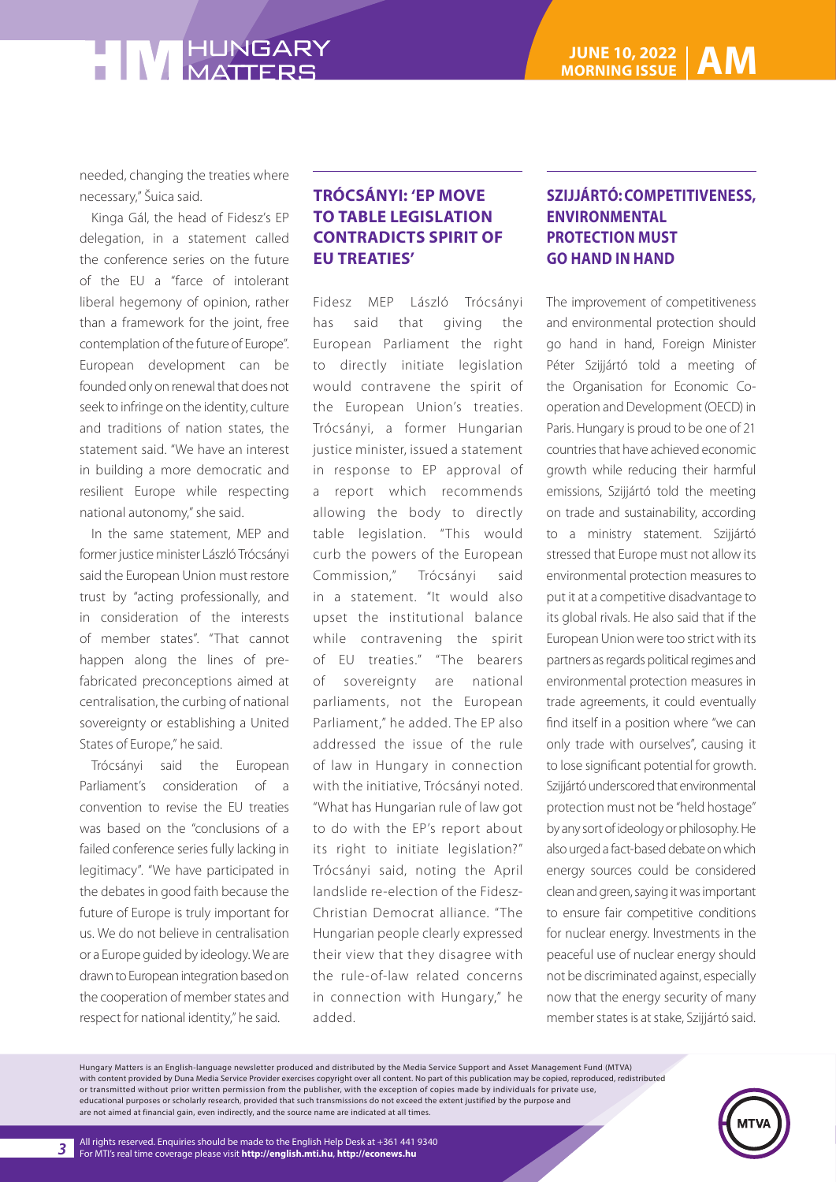needed, changing the treaties where necessary," Šuica said.

Kinga Gál, the head of Fidesz's EP delegation, in a statement called the conference series on the future of the EU a "farce of intolerant liberal hegemony of opinion, rather than a framework for the joint, free contemplation of the future of Europe". European development can be founded only on renewal that does not seek to infringe on the identity, culture and traditions of nation states, the statement said. "We have an interest in building a more democratic and resilient Europe while respecting national autonomy," she said.

In the same statement, MEP and former justice minister László Trócsányi said the European Union must restore trust by "acting professionally, and in consideration of the interests of member states". "That cannot happen along the lines of pre-fabricated preconceptions aimed at centralisation, the curbing of national sovereignty or establishing a United States of Europe," he said.

Trócsányi said the European Parliament's consideration of a convention to revise the EU treaties was based on the "conclusions of a failed conference series fully lacking in legitimacy". "We have participated in the debates in good faith because the future of Europe is truly important for us. We do not believe in centralisation or a Europe guided by ideology. We are drawn to European integration based on the cooperation of member states and respect for national identity," he said.

## TRÓCSÁNYI: 'EP MOVE TO TABLE LEGISLATION CONTRADICTS SPIRIT OF EU TREATIES'

Fidesz MEP László Trócsányi has said that giving the European Parliament the right to directly initiate legislation would contravene the spirit of the European Union's treaties. Trócsányi, a former Hungarian justice minister, issued a statement in response to EP approval of a report which recommends allowing the body to directly table legislation. "This would curb the powers of the European Commission," Trócsányi said in a statement. "It would also upset the institutional balance while contravening the spirit of EU treaties." "The bearers of sovereignty are national parliaments, not the European Parliament," he added. The EP also addressed the issue of the rule of law in Hungary in connection with the initiative, Trócsányi noted. "What has Hungarian rule of law got to do with the EP's report about its right to initiate legislation?" Trócsányi said, noting the April landslide re-election of the Fidesz-Christian Democrat alliance. "The Hungarian people clearly expressed their view that they disagree with the rule-of-law related concerns in connection with Hungary," he added.

## SZIJJÁRTÓ: COMPETITIVENESS, ENVIRONMENTAL PROTECTION MUST GO HAND IN HAND

The improvement of competitiveness and environmental protection should go hand in hand, Foreign Minister Péter Szijjártó told a meeting of the Organisation for Economic Co-operation and Development (OECD) in Paris. Hungary is proud to be one of 21 countries that have achieved economic growth while reducing their harmful emissions, Szijjártó told the meeting on trade and sustainability, according to a ministry statement. Szijjártó stressed that Europe must not allow its environmental protection measures to put it at a competitive disadvantage to its global rivals. He also said that if the European Union were too strict with its partners as regards political regimes and environmental protection measures in trade agreements, it could eventually find itself in a position where "we can only trade with ourselves", causing it to lose significant potential for growth. Szijjártó underscored that environmental protection must not be "held hostage" by any sort of ideology or philosophy. He also urged a fact-based debate on which energy sources could be considered clean and green, saying it was important to ensure fair competitive conditions for nuclear energy. Investments in the peaceful use of nuclear energy should not be discriminated against, especially now that the energy security of many member states is at stake, Szijjártó said.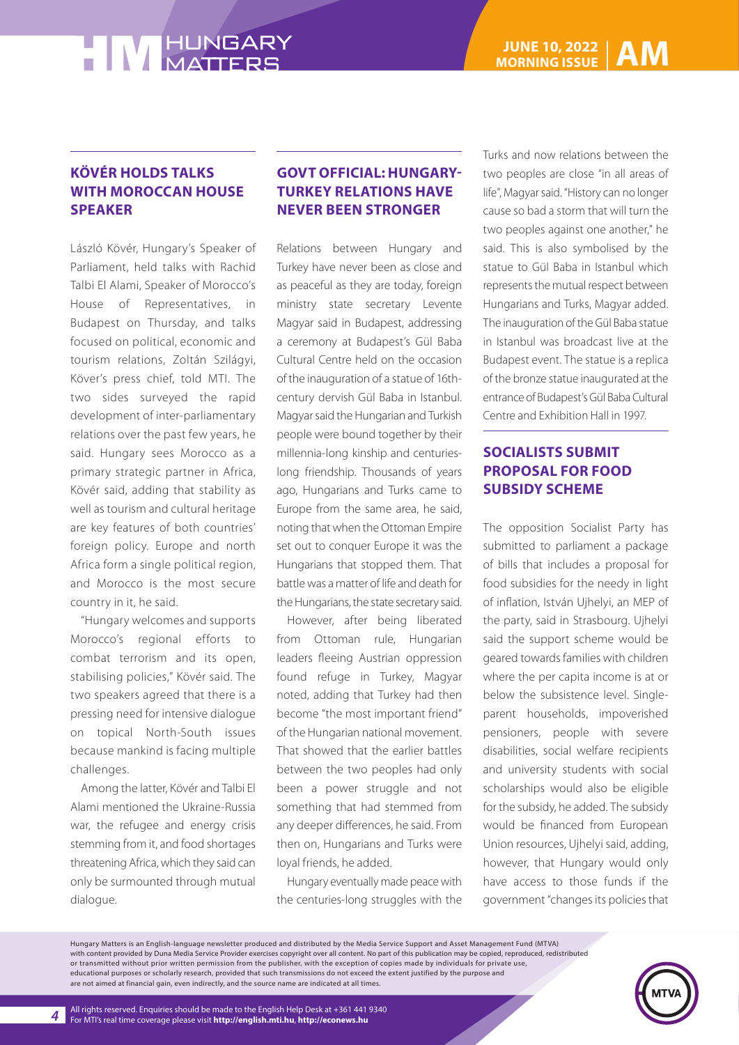## KÖVÉR HOLDS TALKS WITH MOROCCAN HOUSE SPEAKER

László Kövér, Hungary's Speaker of Parliament, held talks with Rachid Talbi El Alami, Speaker of Morocco's House of Representatives, in Budapest on Thursday, and talks focused on political, economic and tourism relations, Zoltán Szilágyi, Köver's press chief, told MTI. The two sides surveyed the rapid development of inter-parliamentary relations over the past few years, he said. Hungary sees Morocco as a primary strategic partner in Africa, Kövér said, adding that stability as well as tourism and cultural heritage are key features of both countries' foreign policy. Europe and north Africa form a single political region, and Morocco is the most secure country in it, he said.

"Hungary welcomes and supports Morocco's regional efforts to combat terrorism and its open, stabilising policies," Kövér said. The two speakers agreed that there is a pressing need for intensive dialogue on topical North-South issues because mankind is facing multiple challenges.

Among the latter, Kövér and Talbi El Alami mentioned the Ukraine-Russia war, the refugee and energy crisis stemming from it, and food shortages threatening Africa, which they said can only be surmounted through mutual dialogue.

## GOVT OFFICIAL: HUNGARY-TURKEY RELATIONS HAVE NEVER BEEN STRONGER

Relations between Hungary and Turkey have never been as close and as peaceful as they are today, foreign ministry state secretary Levente Magyar said in Budapest, addressing a ceremony at Budapest's Gül Baba Cultural Centre held on the occasion of the inauguration of a statue of 16th-century dervish Gül Baba in Istanbul. Magyar said the Hungarian and Turkish people were bound together by their millennia-long kinship and centuries-long friendship. Thousands of years ago, Hungarians and Turks came to Europe from the same area, he said, noting that when the Ottoman Empire set out to conquer Europe it was the Hungarians that stopped them. That battle was a matter of life and death for the Hungarians, the state secretary said.

However, after being liberated from Ottoman rule, Hungarian leaders fleeing Austrian oppression found refuge in Turkey, Magyar noted, adding that Turkey had then become "the most important friend" of the Hungarian national movement. That showed that the earlier battles between the two peoples had only been a power struggle and not something that had stemmed from any deeper differences, he said. From then on, Hungarians and Turks were loyal friends, he added.

Hungary eventually made peace with the centuries-long struggles with the Turks and now relations between the two peoples are close "in all areas of life", Magyar said. "History can no longer cause so bad a storm that will turn the two peoples against one another," he said. This is also symbolised by the statue to Gül Baba in Istanbul which represents the mutual respect between Hungarians and Turks, Magyar added. The inauguration of the Gül Baba statue in Istanbul was broadcast live at the Budapest event. The statue is a replica of the bronze statue inaugurated at the entrance of Budapest's Gül Baba Cultural Centre and Exhibition Hall in 1997.

## SOCIALISTS SUBMIT PROPOSAL FOR FOOD SUBSIDY SCHEME

The opposition Socialist Party has submitted to parliament a package of bills that includes a proposal for food subsidies for the needy in light of inflation, István Ujhelyi, an MEP of the party, said in Strasbourg. Ujhelyi said the support scheme would be geared towards families with children where the per capita income is at or below the subsistence level. Single-parent households, impoverished pensioners, people with severe disabilities, social welfare recipients and university students with social scholarships would also be eligible for the subsidy, he added. The subsidy would be financed from European Union resources, Ujhelyi said, adding, however, that Hungary would only have access to those funds if the government "changes its policies that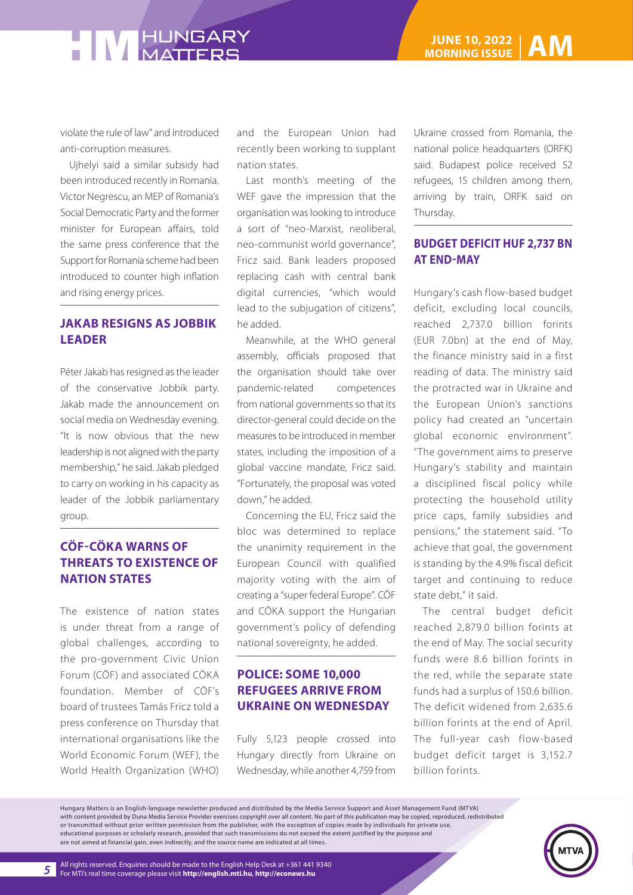violate the rule of law" and introduced anti-corruption measures.

Ujhelyi said a similar subsidy had been introduced recently in Romania. Victor Negrescu, an MEP of Romania's Social Democratic Party and the former minister for European affairs, told the same press conference that the Support for Romania scheme had been introduced to counter high inflation and rising energy prices.

## JAKAB RESIGNS AS JOBBIK LEADER

Péter Jakab has resigned as the leader of the conservative Jobbik party. Jakab made the announcement on social media on Wednesday evening. "It is now obvious that the new leadership is not aligned with the party membership," he said. Jakab pledged to carry on working in his capacity as leader of the Jobbik parliamentary group.

## CÖF-CÖKA WARNS OF THREATS TO EXISTENCE OF NATION STATES

The existence of nation states is under threat from a range of global challenges, according to the pro-government Civic Union Forum (CÖF) and associated CÖKA foundation. Member of CÖF's board of trustees Tamás Fricz told a press conference on Thursday that international organisations like the World Economic Forum (WEF), the World Health Organization (WHO) and the European Union had recently been working to supplant nation states.

Last month's meeting of the WEF gave the impression that the organisation was looking to introduce a sort of "neo-Marxist, neoliberal, neo-communist world governance", Fricz said. Bank leaders proposed replacing cash with central bank digital currencies, "which would lead to the subjugation of citizens", he added.

Meanwhile, at the WHO general assembly, officials proposed that the organisation should take over pandemic-related competences from national governments so that its director-general could decide on the measures to be introduced in member states, including the imposition of a global vaccine mandate, Fricz said. "Fortunately, the proposal was voted down," he added.

Concerning the EU, Fricz said the bloc was determined to replace the unanimity requirement in the European Council with qualified majority voting with the aim of creating a "super federal Europe". CÖF and CÖKA support the Hungarian government's policy of defending national sovereignty, he added.

## POLICE: SOME 10,000 REFUGEES ARRIVE FROM UKRAINE ON WEDNESDAY

Fully 5,123 people crossed into Hungary directly from Ukraine on Wednesday, while another 4,759 from Ukraine crossed from Romania, the national police headquarters (ORFK) said. Budapest police received 52 refugees, 15 children among them, arriving by train, ORFK said on Thursday.

## BUDGET DEFICIT HUF 2,737 BN AT END-MAY

Hungary's cash flow-based budget deficit, excluding local councils, reached 2,737.0 billion forints (EUR 7.0bn) at the end of May, the finance ministry said in a first reading of data. The ministry said the protracted war in Ukraine and the European Union's sanctions policy had created an "uncertain global economic environment". "The government aims to preserve Hungary's stability and maintain a disciplined fiscal policy while protecting the household utility price caps, family subsidies and pensions," the statement said. "To achieve that goal, the government is standing by the 4.9% fiscal deficit target and continuing to reduce state debt," it said.

The central budget deficit reached 2,879.0 billion forints at the end of May. The social security funds were 8.6 billion forints in the red, while the separate state funds had a surplus of 150.6 billion. The deficit widened from 2,635.6 billion forints at the end of April. The full-year cash flow-based budget deficit target is 3,152.7 billion forints.

Hungary Matters is an English-language newsletter produced and distributed by the Media Service Support and Asset Management Fund (MTVA) with content provided by Duna Media Service Provider exercises copyright over all content. No part of this publication may be copied, reproduced, redistributed or transmitted without prior written permission from the publisher, with the exception of copies made by individuals for private use, educational purposes or scholarly research, provided that such transmissions do not exceed the extent justified by the purpose and are not aimed at financial gain, even indirectly, and the source name are indicated at all times.

All rights reserved. Enquiries should be made to the English Help Desk at +361 441 9340
For MTI's real time coverage please visit **http://english.mti.hu**, **http://econews.hu**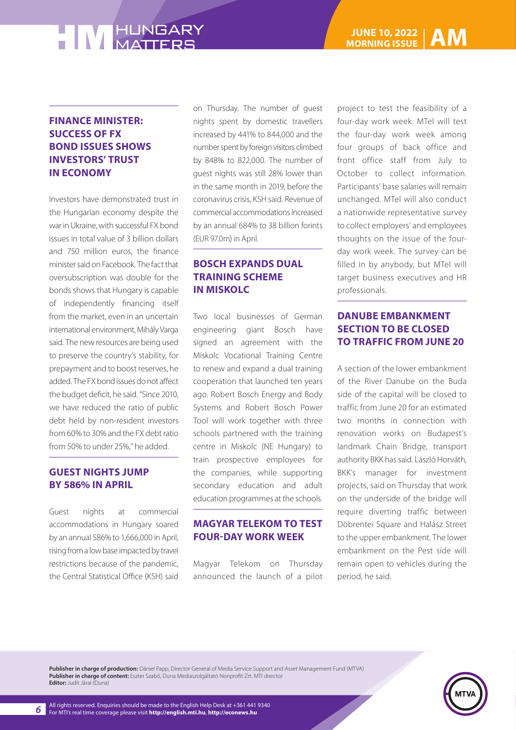## FINANCE MINISTER: SUCCESS OF FX BOND ISSUES SHOWS INVESTORS' TRUST IN ECONOMY

Investors have demonstrated trust in the Hungarian economy despite the war in Ukraine, with successful FX bond issues in total value of 3 billion dollars and 750 million euros, the finance minister said on Facebook. The fact that oversubscription was double for the bonds shows that Hungary is capable of independently financing itself from the market, even in an uncertain international environment, Mihály Varga said. The new resources are being used to preserve the country's stability, for prepayment and to boost reserves, he added. The FX bond issues do not affect the budget deficit, he said. "Since 2010, we have reduced the ratio of public debt held by non-resident investors from 60% to 30% and the FX debt ratio from 50% to under 25%," he added.

## GUEST NIGHTS JUMP BY 586% IN APRIL

Guest nights at commercial accommodations in Hungary soared by an annual 586% to 1,666,000 in April, rising from a low base impacted by travel restrictions because of the pandemic, the Central Statistical Office (KSH) said on Thursday. The number of guest nights spent by domestic travellers increased by 441% to 844,000 and the number spent by foreign visitors climbed by 848% to 822,000. The number of guest nights was still 28% lower than in the same month in 2019, before the coronavirus crisis, KSH said. Revenue of commercial accommodations increased by an annual 684% to 38 billion forints (EUR 97.0m) in April.

## BOSCH EXPANDS DUAL TRAINING SCHEME IN MISKOLC

Two local businesses of German engineering giant Bosch have signed an agreement with the Miskolc Vocational Training Centre to renew and expand a dual training cooperation that launched ten years ago. Robert Bosch Energy and Body Systems and Robert Bosch Power Tool will work together with three schools partnered with the training centre in Miskolc (NE Hungary) to train prospective employees for the companies, while supporting secondary education and adult education programmes at the schools.

## MAGYAR TELEKOM TO TEST FOUR-DAY WORK WEEK

Magyar Telekom on Thursday announced the launch of a pilot project to test the feasibility of a four-day work week. MTel will test the four-day work week among four groups of back office and front office staff from July to October to collect information. Participants' base salaries will remain unchanged. MTel will also conduct a nationwide representative survey to collect employers' and employees thoughts on the issue of the four-day work week. The survey can be filled in by anybody, but MTel will target business executives and HR professionals.

## DANUBE EMBANKMENT SECTION TO BE CLOSED TO TRAFFIC FROM JUNE 20

A section of the lower embankment of the River Danube on the Buda side of the capital will be closed to traffic from June 20 for an estimated two months in connection with renovation works on Budapest's landmark Chain Bridge, transport authority BKK has said. László Horváth, BKK's manager for investment projects, said on Thursday that work on the underside of the bridge will require diverting traffic between Döbrentei Square and Halász Street to the upper embankment. The lower embankment on the Pest side will remain open to vehicles during the period, he said.

**Publisher in charge of production:** Dániel Papp, Director General of Media Service Support and Asset Management Fund (MTVA)
**Publisher in charge of content:** Eszter Szabó, Duna Médiaszolgáltató Nonprofit Zrt. MTI director
**Editor:** Judit Járai (Duna)

All rights reserved. Enquiries should be made to the English Help Desk at +361 441 9340
For MTI's real time coverage please visit **http://english.mti.hu**, **http://econews.hu**